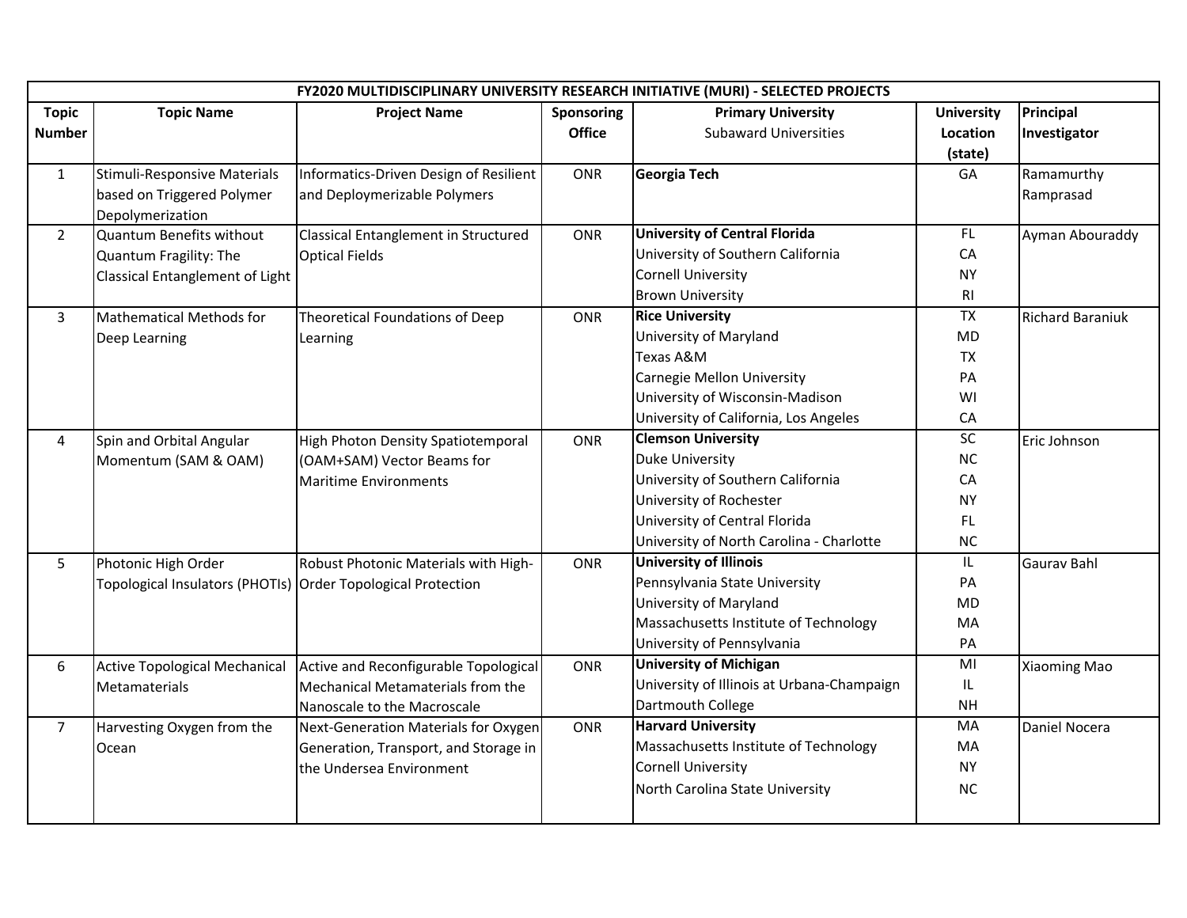| FY2020 MULTIDISCIPLINARY UNIVERSITY RESEARCH INITIATIVE (MURI) - SELECTED PROJECTS | | | | | | |
|---|---|---|---|---|---|---|
| **Topic Number** | **Topic Name** | **Project Name** | **Sponsoring Office** | **Primary University**<br>Subaward Universities | **University Location (state)** | **Principal Investigator** |
| 1 | Stimuli-Responsive Materials based on Triggered Polymer Depolymerization | Informatics-Driven Design of Resilient and Deploymerizable Polymers | ONR | **Georgia Tech** | GA | Ramamurthy Ramprasad |
| 2 | Quantum Benefits without Quantum Fragility: The Classical Entanglement of Light | Classical Entanglement in Structured Optical Fields | ONR | **University of Central Florida**<br>University of Southern California<br>Cornell University<br>Brown University | FL<br>CA<br>NY<br>RI | Ayman Abouraddy |
| 3 | Mathematical Methods for Deep Learning | Theoretical Foundations of Deep Learning | ONR | **Rice University**<br>University of Maryland<br>Texas A&M<br>Carnegie Mellon University<br>University of Wisconsin-Madison<br>University of California, Los Angeles | TX<br>MD<br>TX<br>PA<br>WI<br>CA | Richard Baraniuk |
| 4 | Spin and Orbital Angular Momentum (SAM & OAM) | High Photon Density Spatiotemporal (OAM+SAM) Vector Beams for Maritime Environments | ONR | **Clemson University**<br>Duke University<br>University of Southern California<br>University of Rochester<br>University of Central Florida<br>University of North Carolina - Charlotte | SC<br>NC<br>CA<br>NY<br>FL<br>NC | Eric Johnson |
| 5 | Photonic High Order Topological Insulators (PHOTIs) | Robust Photonic Materials with High-Order Topological Protection | ONR | **University of Illinois**<br>Pennsylvania State University<br>University of Maryland<br>Massachusetts Institute of Technology<br>University of Pennsylvania | IL<br>PA<br>MD<br>MA<br>PA | Gaurav Bahl |
| 6 | Active Topological Mechanical Metamaterials | Active and Reconfigurable Topological Mechanical Metamaterials from the Nanoscale to the Macroscale | ONR | **University of Michigan**<br>University of Illinois at Urbana-Champaign<br>Dartmouth College | MI<br>IL<br>NH | Xiaoming Mao |
| 7 | Harvesting Oxygen from the Ocean | Next-Generation Materials for Oxygen Generation, Transport, and Storage in the Undersea Environment | ONR | **Harvard University**<br>Massachusetts Institute of Technology<br>Cornell University<br>North Carolina State University | MA<br>MA<br>NY<br>NC | Daniel Nocera |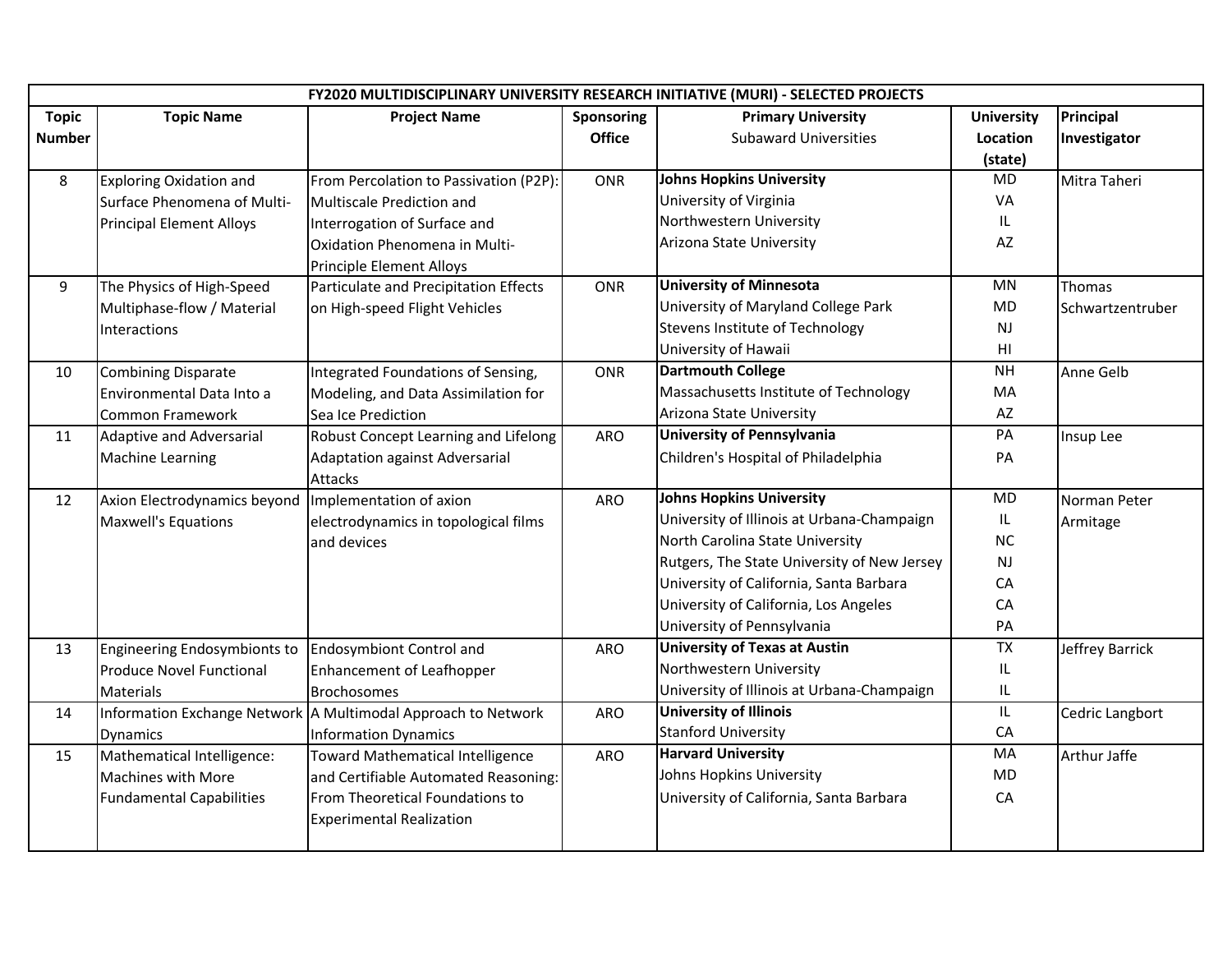| FY2020 MULTIDISCIPLINARY UNIVERSITY RESEARCH INITIATIVE (MURI) - SELECTED PROJECTS | | | | | | |
|---|---|---|---|---|---|---|
| **Topic Number** | **Topic Name** | **Project Name** | **Sponsoring Office** | **Primary University** Subaward Universities | **University Location (state)** | **Principal Investigator** |
| 8 | Exploring Oxidation and Surface Phenomena of Multi-Principal Element Alloys | From Percolation to Passivation (P2P): Multiscale Prediction and Interrogation of Surface and Oxidation Phenomena in Multi-Principle Element Alloys | ONR | **Johns Hopkins University**<br>University of Virginia<br>Northwestern University<br>Arizona State University | MD<br>VA<br>IL<br>AZ | Mitra Taheri |
| 9 | The Physics of High-Speed Multiphase-flow / Material Interactions | Particulate and Precipitation Effects on High-speed Flight Vehicles | ONR | **University of Minnesota**<br>University of Maryland College Park<br>Stevens Institute of Technology<br>University of Hawaii | MN<br>MD<br>NJ<br>HI | Thomas Schwartzentruber |
| 10 | Combining Disparate Environmental Data Into a Common Framework | Integrated Foundations of Sensing, Modeling, and Data Assimilation for Sea Ice Prediction | ONR | **Dartmouth College**<br>Massachusetts Institute of Technology<br>Arizona State University | NH<br>MA<br>AZ | Anne Gelb |
| 11 | Adaptive and Adversarial Machine Learning | Robust Concept Learning and Lifelong Adaptation against Adversarial Attacks | ARO | **University of Pennsylvania**<br>Children's Hospital of Philadelphia | PA<br>PA | Insup Lee |
| 12 | Axion Electrodynamics beyond Maxwell's Equations | Implementation of axion electrodynamics in topological films and devices | ARO | **Johns Hopkins University**<br>University of Illinois at Urbana-Champaign<br>North Carolina State University<br>Rutgers, The State University of New Jersey<br>University of California, Santa Barbara<br>University of California, Los Angeles<br>University of Pennsylvania | MD<br>IL<br>NC<br>NJ<br>CA<br>CA<br>PA | Norman Peter Armitage |
| 13 | Engineering Endosymbionts to Produce Novel Functional Materials | Endosymbiont Control and Enhancement of Leafhopper Brochosomes | ARO | **University of Texas at Austin**<br>Northwestern University<br>University of Illinois at Urbana-Champaign | TX<br>IL<br>IL | Jeffrey Barrick |
| 14 | Information Exchange Network Dynamics | A Multimodal Approach to Network Information Dynamics | ARO | **University of Illinois**<br>Stanford University | IL<br>CA | Cedric Langbort |
| 15 | Mathematical Intelligence: Machines with More Fundamental Capabilities | Toward Mathematical Intelligence and Certifiable Automated Reasoning: From Theoretical Foundations to Experimental Realization | ARO | **Harvard University**<br>Johns Hopkins University<br>University of California, Santa Barbara | MA<br>MD<br>CA | Arthur Jaffe |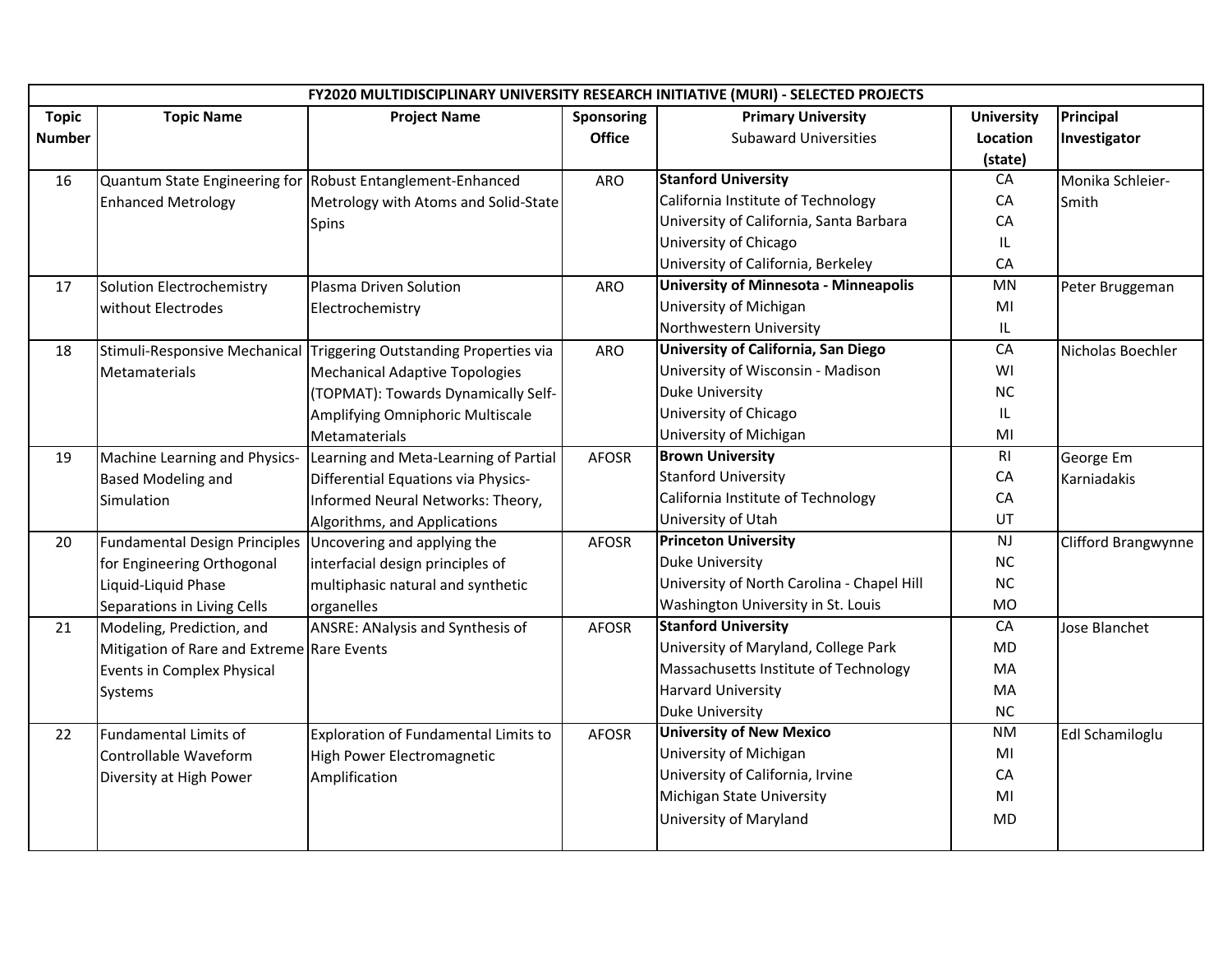| FY2020 MULTIDISCIPLINARY UNIVERSITY RESEARCH INITIATIVE (MURI) - SELECTED PROJECTS | | | | | | |
|---|---|---|---|---|---|---|
| **Topic Number** | **Topic Name** | **Project Name** | **Sponsoring Office** | **Primary University** Subaward Universities | **University Location (state)** | **Principal Investigator** |
| 16 | Quantum State Engineering for Enhanced Metrology | Robust Entanglement-Enhanced Metrology with Atoms and Solid-State Spins | ARO | **Stanford University** | CA | Monika Schleier-Smith |
| | | | | California Institute of Technology | CA | |
| | | | | University of California, Santa Barbara | CA | |
| | | | | University of Chicago | IL | |
| | | | | University of California, Berkeley | CA | |
| 17 | Solution Electrochemistry without Electrodes | Plasma Driven Solution Electrochemistry | ARO | **University of Minnesota - Minneapolis** | MN | Peter Bruggeman |
| | | | | University of Michigan | MI | |
| | | | | Northwestern University | IL | |
| 18 | Stimuli-Responsive Mechanical Metamaterials | Triggering Outstanding Properties via Mechanical Adaptive Topologies (TOPMAT): Towards Dynamically Self-Amplifying Omniphoric Multiscale Metamaterials | ARO | **University of California, San Diego** | CA | Nicholas Boechler |
| | | | | University of Wisconsin - Madison | WI | |
| | | | | Duke University | NC | |
| | | | | University of Chicago | IL | |
| | | | | University of Michigan | MI | |
| 19 | Machine Learning and Physics-Based Modeling and Simulation | Learning and Meta-Learning of Partial Differential Equations via Physics-Informed Neural Networks: Theory, Algorithms, and Applications | AFOSR | **Brown University** | RI | George Em Karniadakis |
| | | | | Stanford University | CA | |
| | | | | California Institute of Technology | CA | |
| | | | | University of Utah | UT | |
| 20 | Fundamental Design Principles for Engineering Orthogonal Liquid-Liquid Phase Separations in Living Cells | Uncovering and applying the interfacial design principles of multiphasic natural and synthetic organelles | AFOSR | **Princeton University** | NJ | Clifford Brangwynne |
| | | | | Duke University | NC | |
| | | | | University of North Carolina - Chapel Hill | NC | |
| | | | | Washington University in St. Louis | MO | |
| 21 | Modeling, Prediction, and Mitigation of Rare and Extreme Events in Complex Physical Systems | ANSRE: ANalysis and Synthesis of Rare Events | AFOSR | **Stanford University** | CA | Jose Blanchet |
| | | | | University of Maryland, College Park | MD | |
| | | | | Massachusetts Institute of Technology | MA | |
| | | | | Harvard University | MA | |
| | | | | Duke University | NC | |
| 22 | Fundamental Limits of Controllable Waveform Diversity at High Power | Exploration of Fundamental Limits to High Power Electromagnetic Amplification | AFOSR | **University of New Mexico** | NM | Edl Schamiloglu |
| | | | | University of Michigan | MI | |
| | | | | University of California, Irvine | CA | |
| | | | | Michigan State University | MI | |
| | | | | University of Maryland | MD | |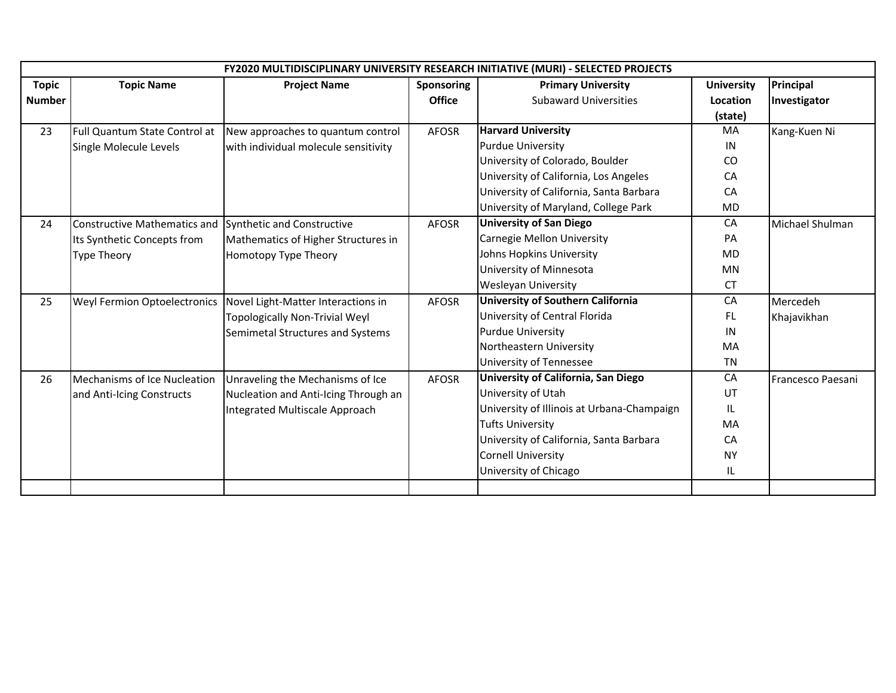| FY2020 MULTIDISCIPLINARY UNIVERSITY RESEARCH INITIATIVE (MURI) - SELECTED PROJECTS | | | | | | |
|---|---|---|---|---|---|---|
| **Topic Number** | **Topic Name** | **Project Name** | **Sponsoring Office** | **Primary University** Subaward Universities | **University Location (state)** | **Principal Investigator** |
| 23 | Full Quantum State Control at Single Molecule Levels | New approaches to quantum control with individual molecule sensitivity | AFOSR | **Harvard University** | MA | Kang-Kuen Ni |
| | | | | Purdue University | IN | |
| | | | | University of Colorado, Boulder | CO | |
| | | | | University of California, Los Angeles | CA | |
| | | | | University of California, Santa Barbara | CA | |
| | | | | University of Maryland, College Park | MD | |
| 24 | Constructive Mathematics and Its Synthetic Concepts from Type Theory | Synthetic and Constructive Mathematics of Higher Structures in Homotopy Type Theory | AFOSR | **University of San Diego** | CA | Michael Shulman |
| | | | | Carnegie Mellon University | PA | |
| | | | | Johns Hopkins University | MD | |
| | | | | University of Minnesota | MN | |
| | | | | Wesleyan University | CT | |
| 25 | Weyl Fermion Optoelectronics | Novel Light-Matter Interactions in Topologically Non-Trivial Weyl Semimetal Structures and Systems | AFOSR | **University of Southern California** | CA | Mercedeh Khajavikhan |
| | | | | University of Central Florida | FL | |
| | | | | Purdue University | IN | |
| | | | | Northeastern University | MA | |
| | | | | University of Tennessee | TN | |
| 26 | Mechanisms of Ice Nucleation and Anti-Icing Constructs | Unraveling the Mechanisms of Ice Nucleation and Anti-Icing Through an Integrated Multiscale Approach | AFOSR | **University of California, San Diego** | CA | Francesco Paesani |
| | | | | University of Utah | UT | |
| | | | | University of Illinois at Urbana-Champaign | IL | |
| | | | | Tufts University | MA | |
| | | | | University of California, Santa Barbara | CA | |
| | | | | Cornell University | NY | |
| | | | | University of Chicago | IL | |
| | | | | | | |